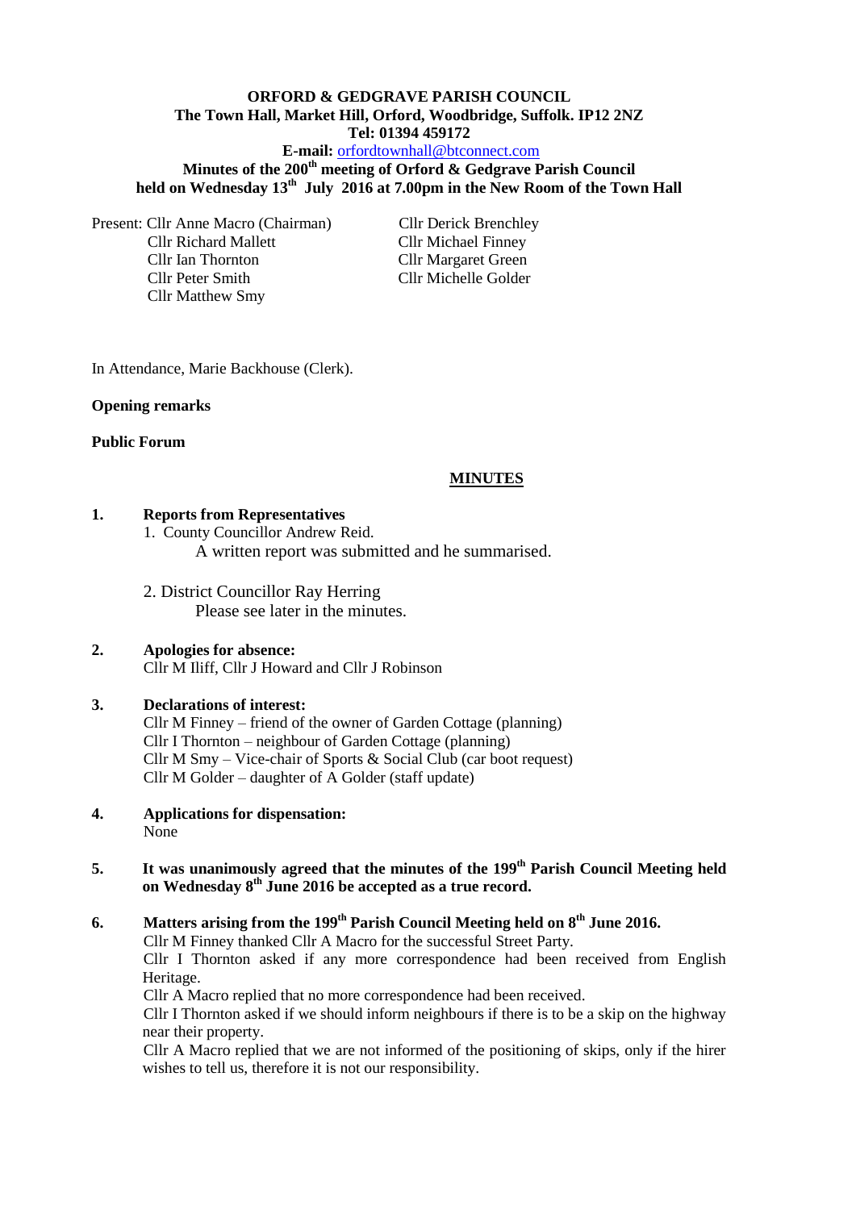**ORFORD & GEDGRAVE PARISH COUNCIL**
**The Town Hall, Market Hill, Orford, Woodbridge, Suffolk. IP12 2NZ**
**Tel: 01394 459172**
**E-mail:** orfordtownhall@btconnect.com

**Minutes of the 200th meeting of Orford & Gedgrave Parish Council held on Wednesday 13th July 2016 at 7.00pm in the New Room of the Town Hall**

Present: Cllr Anne Macro (Chairman)
Cllr Richard Mallett
Cllr Ian Thornton
Cllr Peter Smith
Cllr Matthew Smy
Cllr Derick Brenchley
Cllr Michael Finney
Cllr Margaret Green
Cllr Michelle Golder

In Attendance, Marie Backhouse (Clerk).

**Opening remarks**

**Public Forum**

**MINUTES**

**1. Reports from Representatives**

1. County Councillor Andrew Reid.
   A written report was submitted and he summarised.

2. District Councillor Ray Herring
   Please see later in the minutes.

**2. Apologies for absence:**
Cllr M Iliff, Cllr J Howard and Cllr J Robinson

**3. Declarations of interest:**
Cllr M Finney – friend of the owner of Garden Cottage (planning)
Cllr I Thornton – neighbour of Garden Cottage (planning)
Cllr M Smy – Vice-chair of Sports & Social Club (car boot request)
Cllr M Golder – daughter of A Golder (staff update)

**4. Applications for dispensation:**
None

**5. It was unanimously agreed that the minutes of the 199th Parish Council Meeting held on Wednesday 8th June 2016 be accepted as a true record.**

**6. Matters arising from the 199th Parish Council Meeting held on 8th June 2016.**
Cllr M Finney thanked Cllr A Macro for the successful Street Party.
Cllr I Thornton asked if any more correspondence had been received from English Heritage.
Cllr A Macro replied that no more correspondence had been received.
Cllr I Thornton asked if we should inform neighbours if there is to be a skip on the highway near their property.
Cllr A Macro replied that we are not informed of the positioning of skips, only if the hirer wishes to tell us, therefore it is not our responsibility.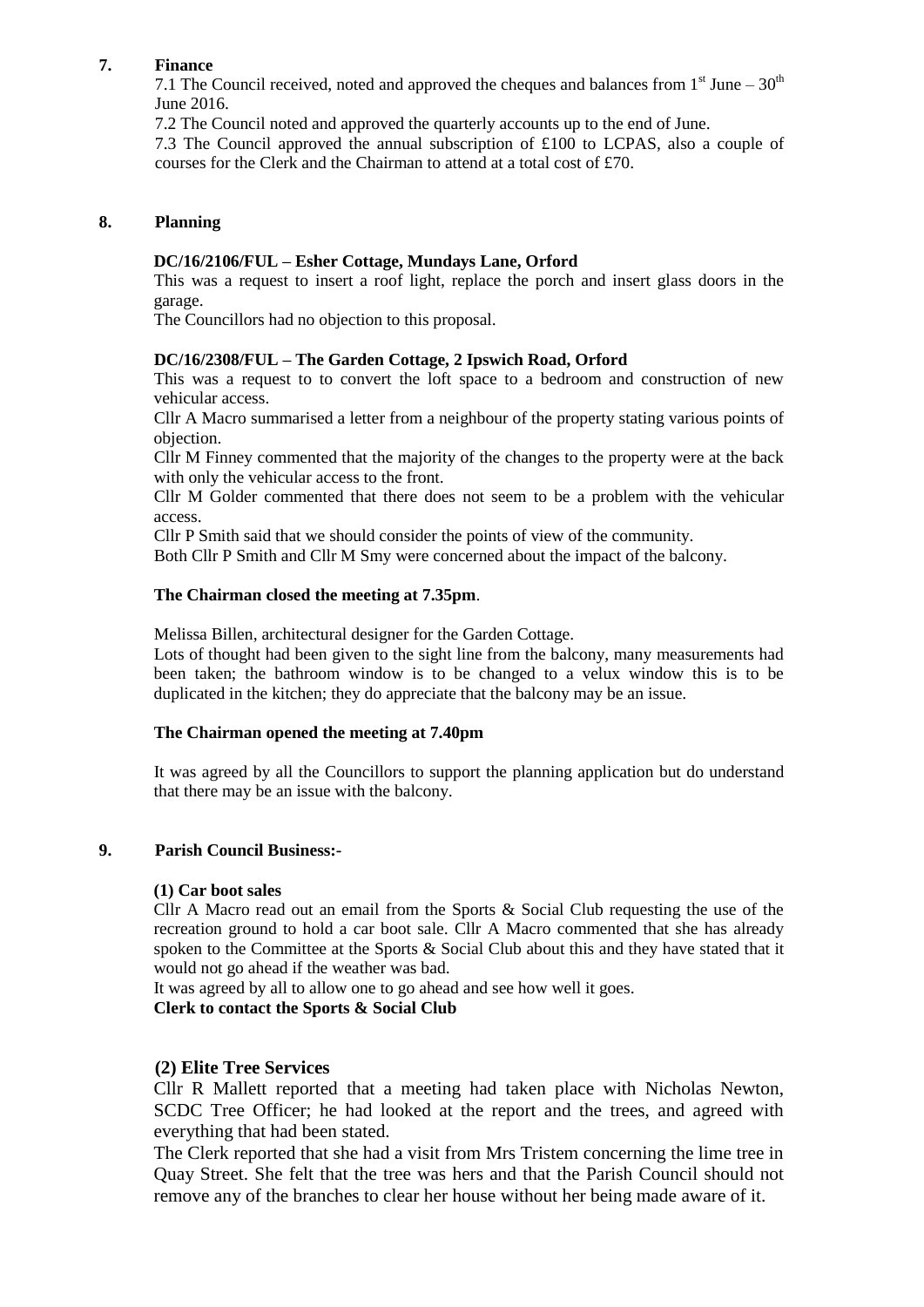## 7. Finance

7.1 The Council received, noted and approved the cheques and balances from 1st June – 30th June 2016.

7.2 The Council noted and approved the quarterly accounts up to the end of June.

7.3 The Council approved the annual subscription of £100 to LCPAS, also a couple of courses for the Clerk and the Chairman to attend at a total cost of £70.

## 8. Planning

**DC/16/2106/FUL – Esher Cottage, Mundays Lane, Orford**

This was a request to insert a roof light, replace the porch and insert glass doors in the garage.

The Councillors had no objection to this proposal.

**DC/16/2308/FUL – The Garden Cottage, 2 Ipswich Road, Orford**

This was a request to to convert the loft space to a bedroom and construction of new vehicular access.

Cllr A Macro summarised a letter from a neighbour of the property stating various points of objection.

Cllr M Finney commented that the majority of the changes to the property were at the back with only the vehicular access to the front.

Cllr M Golder commented that there does not seem to be a problem with the vehicular access.

Cllr P Smith said that we should consider the points of view of the community.

Both Cllr P Smith and Cllr M Smy were concerned about the impact of the balcony.

**The Chairman closed the meeting at 7.35pm**.

Melissa Billen, architectural designer for the Garden Cottage.

Lots of thought had been given to the sight line from the balcony, many measurements had been taken; the bathroom window is to be changed to a velux window this is to be duplicated in the kitchen; they do appreciate that the balcony may be an issue.

**The Chairman opened the meeting at 7.40pm**

It was agreed by all the Councillors to support the planning application but do understand that there may be an issue with the balcony.

## 9. Parish Council Business:-

**(1) Car boot sales**

Cllr A Macro read out an email from the Sports & Social Club requesting the use of the recreation ground to hold a car boot sale. Cllr A Macro commented that she has already spoken to the Committee at the Sports & Social Club about this and they have stated that it would not go ahead if the weather was bad.

It was agreed by all to allow one to go ahead and see how well it goes.

**Clerk to contact the Sports & Social Club**

**(2) Elite Tree Services**

Cllr R Mallett reported that a meeting had taken place with Nicholas Newton, SCDC Tree Officer; he had looked at the report and the trees, and agreed with everything that had been stated.

The Clerk reported that she had a visit from Mrs Tristem concerning the lime tree in Quay Street. She felt that the tree was hers and that the Parish Council should not remove any of the branches to clear her house without her being made aware of it.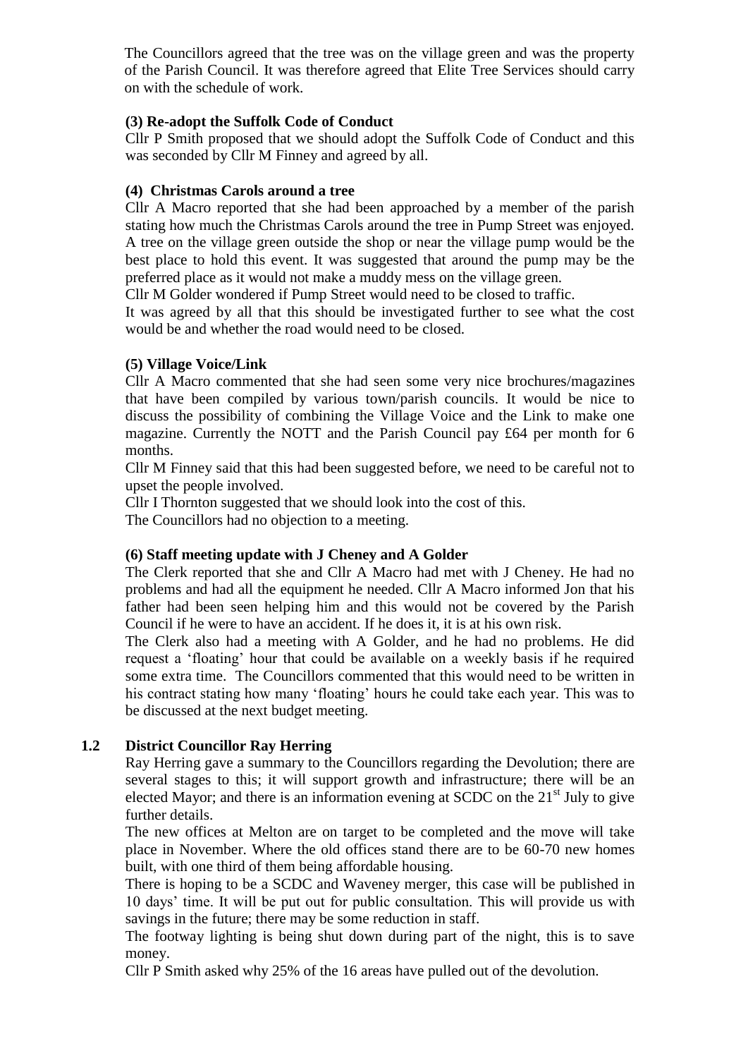The Councillors agreed that the tree was on the village green and was the property of the Parish Council. It was therefore agreed that Elite Tree Services should carry on with the schedule of work.

**(3) Re-adopt the Suffolk Code of Conduct**

Cllr P Smith proposed that we should adopt the Suffolk Code of Conduct and this was seconded by Cllr M Finney and agreed by all.

**(4) Christmas Carols around a tree**

Cllr A Macro reported that she had been approached by a member of the parish stating how much the Christmas Carols around the tree in Pump Street was enjoyed. A tree on the village green outside the shop or near the village pump would be the best place to hold this event. It was suggested that around the pump may be the preferred place as it would not make a muddy mess on the village green.

Cllr M Golder wondered if Pump Street would need to be closed to traffic.

It was agreed by all that this should be investigated further to see what the cost would be and whether the road would need to be closed.

**(5) Village Voice/Link**

Cllr A Macro commented that she had seen some very nice brochures/magazines that have been compiled by various town/parish councils. It would be nice to discuss the possibility of combining the Village Voice and the Link to make one magazine. Currently the NOTT and the Parish Council pay £64 per month for 6 months.

Cllr M Finney said that this had been suggested before, we need to be careful not to upset the people involved.

Cllr I Thornton suggested that we should look into the cost of this.

The Councillors had no objection to a meeting.

**(6) Staff meeting update with J Cheney and A Golder**

The Clerk reported that she and Cllr A Macro had met with J Cheney. He had no problems and had all the equipment he needed. Cllr A Macro informed Jon that his father had been seen helping him and this would not be covered by the Parish Council if he were to have an accident. If he does it, it is at his own risk.

The Clerk also had a meeting with A Golder, and he had no problems. He did request a 'floating' hour that could be available on a weekly basis if he required some extra time. The Councillors commented that this would need to be written in his contract stating how many 'floating' hours he could take each year. This was to be discussed at the next budget meeting.

**1.2 District Councillor Ray Herring**

Ray Herring gave a summary to the Councillors regarding the Devolution; there are several stages to this; it will support growth and infrastructure; there will be an elected Mayor; and there is an information evening at SCDC on the 21st July to give further details.

The new offices at Melton are on target to be completed and the move will take place in November. Where the old offices stand there are to be 60-70 new homes built, with one third of them being affordable housing.

There is hoping to be a SCDC and Waveney merger, this case will be published in 10 days' time. It will be put out for public consultation. This will provide us with savings in the future; there may be some reduction in staff.

The footway lighting is being shut down during part of the night, this is to save money.

Cllr P Smith asked why 25% of the 16 areas have pulled out of the devolution.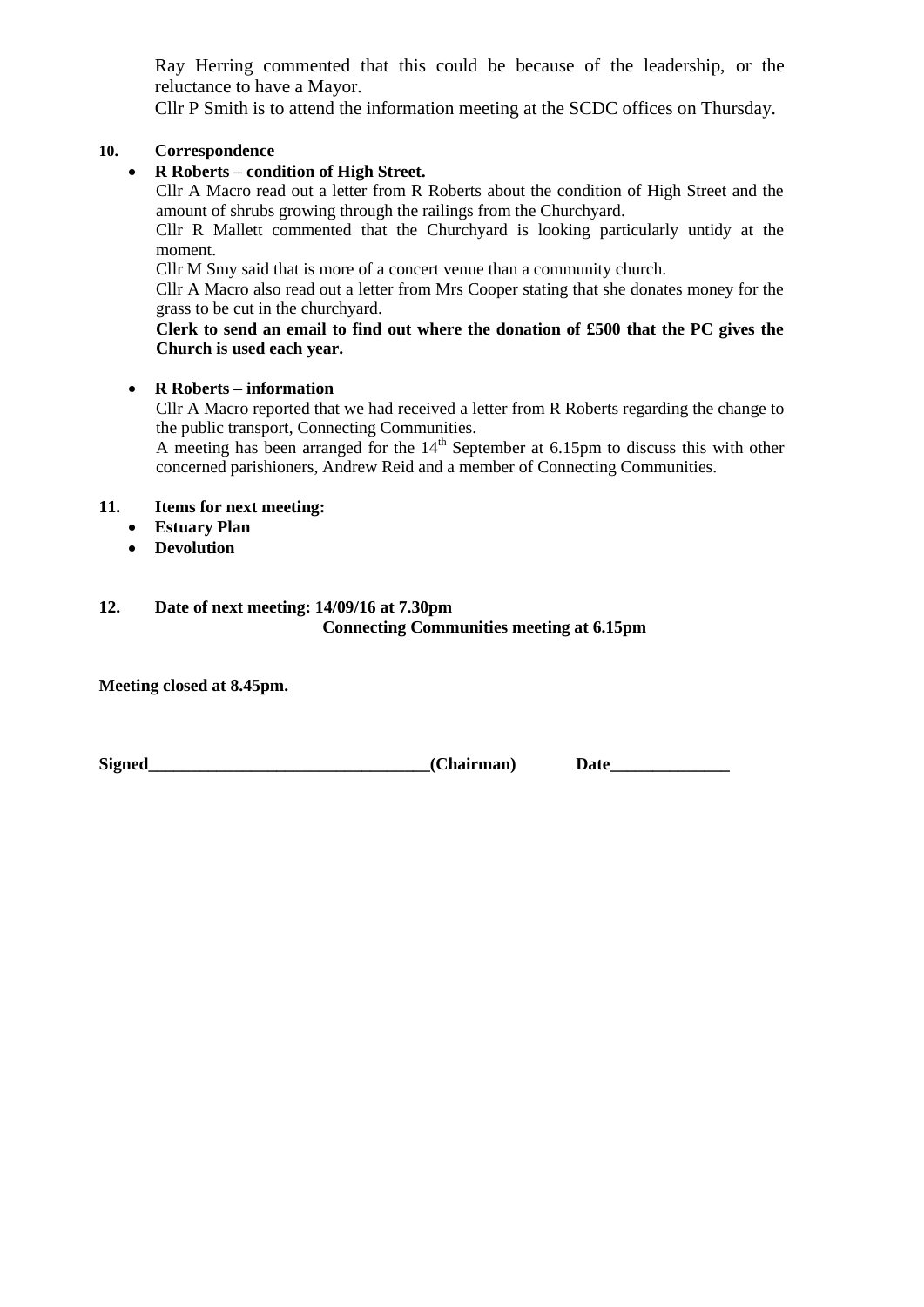Ray Herring commented that this could be because of the leadership, or the reluctance to have a Mayor.

Cllr P Smith is to attend the information meeting at the SCDC offices on Thursday.

**10. Correspondence**

- **R Roberts – condition of High Street.**

  Cllr A Macro read out a letter from R Roberts about the condition of High Street and the amount of shrubs growing through the railings from the Churchyard.

  Cllr R Mallett commented that the Churchyard is looking particularly untidy at the moment.

  Cllr M Smy said that is more of a concert venue than a community church.

  Cllr A Macro also read out a letter from Mrs Cooper stating that she donates money for the grass to be cut in the churchyard.

  **Clerk to send an email to find out where the donation of £500 that the PC gives the Church is used each year.**

- **R Roberts – information**

  Cllr A Macro reported that we had received a letter from R Roberts regarding the change to the public transport, Connecting Communities.

  A meeting has been arranged for the 14th September at 6.15pm to discuss this with other concerned parishioners, Andrew Reid and a member of Connecting Communities.

**11. Items for next meeting:**

- **Estuary Plan**
- **Devolution**

**12. Date of next meeting: 14/09/16 at 7.30pm**

**Connecting Communities meeting at 6.15pm**

**Meeting closed at 8.45pm.**

**Signed_________________________________(Chairman) Date______________**